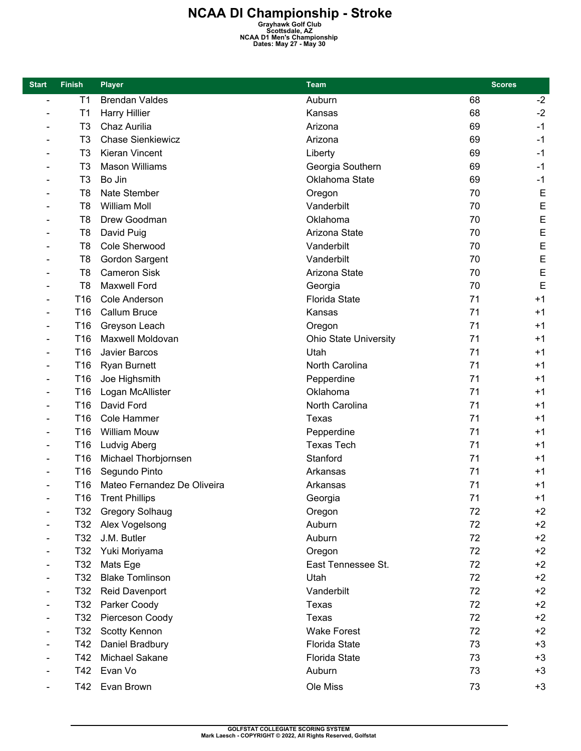# NCAA DI Championship - Stroke

Grayhawk Golf Club
Scottsdale, AZ
NCAA D1 Men's Championship
Dates: May 27 - May 30

| Start | Finish | Player | Team | Scores | |
|---|---|---|---|---|---|
| - | T1 | Brendan Valdes | Auburn | 68 | -2 |
| - | T1 | Harry Hillier | Kansas | 68 | -2 |
| - | T3 | Chaz Aurilia | Arizona | 69 | -1 |
| - | T3 | Chase Sienkiewicz | Arizona | 69 | -1 |
| - | T3 | Kieran Vincent | Liberty | 69 | -1 |
| - | T3 | Mason Williams | Georgia Southern | 69 | -1 |
| - | T3 | Bo Jin | Oklahoma State | 69 | -1 |
| - | T8 | Nate Stember | Oregon | 70 | E |
| - | T8 | William Moll | Vanderbilt | 70 | E |
| - | T8 | Drew Goodman | Oklahoma | 70 | E |
| - | T8 | David Puig | Arizona State | 70 | E |
| - | T8 | Cole Sherwood | Vanderbilt | 70 | E |
| - | T8 | Gordon Sargent | Vanderbilt | 70 | E |
| - | T8 | Cameron Sisk | Arizona State | 70 | E |
| - | T8 | Maxwell Ford | Georgia | 70 | E |
| - | T16 | Cole Anderson | Florida State | 71 | +1 |
| - | T16 | Callum Bruce | Kansas | 71 | +1 |
| - | T16 | Greyson Leach | Oregon | 71 | +1 |
| - | T16 | Maxwell Moldovan | Ohio State University | 71 | +1 |
| - | T16 | Javier Barcos | Utah | 71 | +1 |
| - | T16 | Ryan Burnett | North Carolina | 71 | +1 |
| - | T16 | Joe Highsmith | Pepperdine | 71 | +1 |
| - | T16 | Logan McAllister | Oklahoma | 71 | +1 |
| - | T16 | David Ford | North Carolina | 71 | +1 |
| - | T16 | Cole Hammer | Texas | 71 | +1 |
| - | T16 | William Mouw | Pepperdine | 71 | +1 |
| - | T16 | Ludvig Aberg | Texas Tech | 71 | +1 |
| - | T16 | Michael Thorbjornsen | Stanford | 71 | +1 |
| - | T16 | Segundo Pinto | Arkansas | 71 | +1 |
| - | T16 | Mateo Fernandez De Oliveira | Arkansas | 71 | +1 |
| - | T16 | Trent Phillips | Georgia | 71 | +1 |
| - | T32 | Gregory Solhaug | Oregon | 72 | +2 |
| - | T32 | Alex Vogelsong | Auburn | 72 | +2 |
| - | T32 | J.M. Butler | Auburn | 72 | +2 |
| - | T32 | Yuki Moriyama | Oregon | 72 | +2 |
| - | T32 | Mats Ege | East Tennessee St. | 72 | +2 |
| - | T32 | Blake Tomlinson | Utah | 72 | +2 |
| - | T32 | Reid Davenport | Vanderbilt | 72 | +2 |
| - | T32 | Parker Coody | Texas | 72 | +2 |
| - | T32 | Pierceson Coody | Texas | 72 | +2 |
| - | T32 | Scotty Kennon | Wake Forest | 72 | +2 |
| - | T42 | Daniel Bradbury | Florida State | 73 | +3 |
| - | T42 | Michael Sakane | Florida State | 73 | +3 |
| - | T42 | Evan Vo | Auburn | 73 | +3 |
| - | T42 | Evan Brown | Ole Miss | 73 | +3 |

GOLFSTAT COLLEGIATE SCORING SYSTEM
Mark Laesch - COPYRIGHT © 2022, All Rights Reserved, Golfstat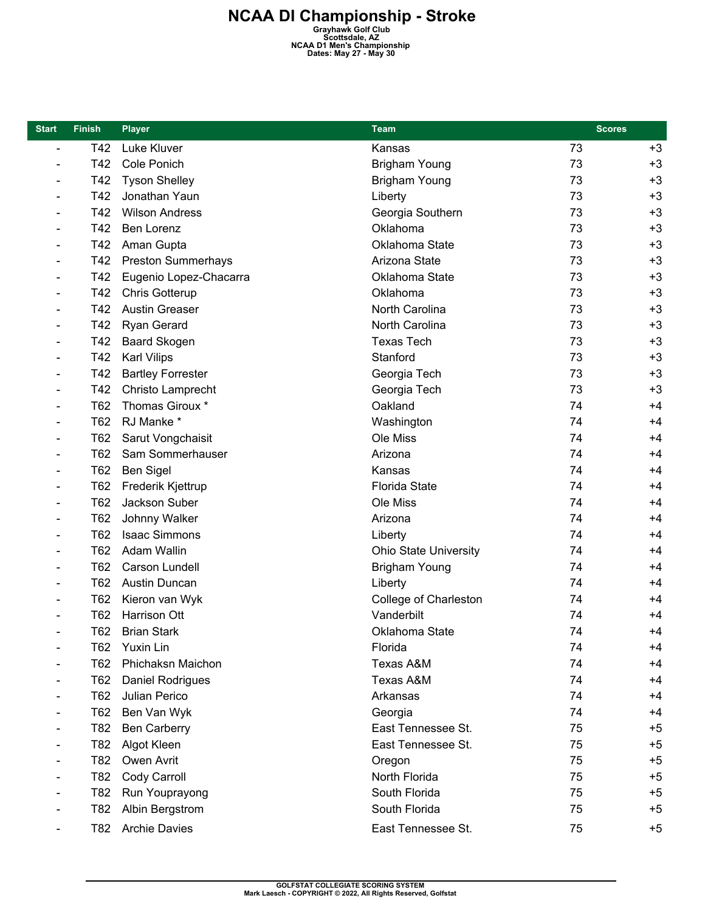# NCAA DI Championship - Stroke

**Grayhawk Golf Club**
**Scottsdale, AZ**
**NCAA D1 Men's Championship**
**Dates: May 27 - May 30**

| Start | Finish | Player | Team | Scores | |
|---|---|---|---|---|---|
| - | T42 | Luke Kluver | Kansas | 73 | +3 |
| - | T42 | Cole Ponich | Brigham Young | 73 | +3 |
| - | T42 | Tyson Shelley | Brigham Young | 73 | +3 |
| - | T42 | Jonathan Yaun | Liberty | 73 | +3 |
| - | T42 | Wilson Andress | Georgia Southern | 73 | +3 |
| - | T42 | Ben Lorenz | Oklahoma | 73 | +3 |
| - | T42 | Aman Gupta | Oklahoma State | 73 | +3 |
| - | T42 | Preston Summerhays | Arizona State | 73 | +3 |
| - | T42 | Eugenio Lopez-Chacarra | Oklahoma State | 73 | +3 |
| - | T42 | Chris Gotterup | Oklahoma | 73 | +3 |
| - | T42 | Austin Greaser | North Carolina | 73 | +3 |
| - | T42 | Ryan Gerard | North Carolina | 73 | +3 |
| - | T42 | Baard Skogen | Texas Tech | 73 | +3 |
| - | T42 | Karl Vilips | Stanford | 73 | +3 |
| - | T42 | Bartley Forrester | Georgia Tech | 73 | +3 |
| - | T42 | Christo Lamprecht | Georgia Tech | 73 | +3 |
| - | T62 | Thomas Giroux * | Oakland | 74 | +4 |
| - | T62 | RJ Manke * | Washington | 74 | +4 |
| - | T62 | Sarut Vongchaisit | Ole Miss | 74 | +4 |
| - | T62 | Sam Sommerhauser | Arizona | 74 | +4 |
| - | T62 | Ben Sigel | Kansas | 74 | +4 |
| - | T62 | Frederik Kjettrup | Florida State | 74 | +4 |
| - | T62 | Jackson Suber | Ole Miss | 74 | +4 |
| - | T62 | Johnny Walker | Arizona | 74 | +4 |
| - | T62 | Isaac Simmons | Liberty | 74 | +4 |
| - | T62 | Adam Wallin | Ohio State University | 74 | +4 |
| - | T62 | Carson Lundell | Brigham Young | 74 | +4 |
| - | T62 | Austin Duncan | Liberty | 74 | +4 |
| - | T62 | Kieron van Wyk | College of Charleston | 74 | +4 |
| - | T62 | Harrison Ott | Vanderbilt | 74 | +4 |
| - | T62 | Brian Stark | Oklahoma State | 74 | +4 |
| - | T62 | Yuxin Lin | Florida | 74 | +4 |
| - | T62 | Phichaksn Maichon | Texas A&M | 74 | +4 |
| - | T62 | Daniel Rodrigues | Texas A&M | 74 | +4 |
| - | T62 | Julian Perico | Arkansas | 74 | +4 |
| - | T62 | Ben Van Wyk | Georgia | 74 | +4 |
| - | T82 | Ben Carberry | East Tennessee St. | 75 | +5 |
| - | T82 | Algot Kleen | East Tennessee St. | 75 | +5 |
| - | T82 | Owen Avrit | Oregon | 75 | +5 |
| - | T82 | Cody Carroll | North Florida | 75 | +5 |
| - | T82 | Run Youprayong | South Florida | 75 | +5 |
| - | T82 | Albin Bergstrom | South Florida | 75 | +5 |
| - | T82 | Archie Davies | East Tennessee St. | 75 | +5 |

GOLFSTAT COLLEGIATE SCORING SYSTEM
Mark Laesch - COPYRIGHT © 2022, All Rights Reserved, Golfstat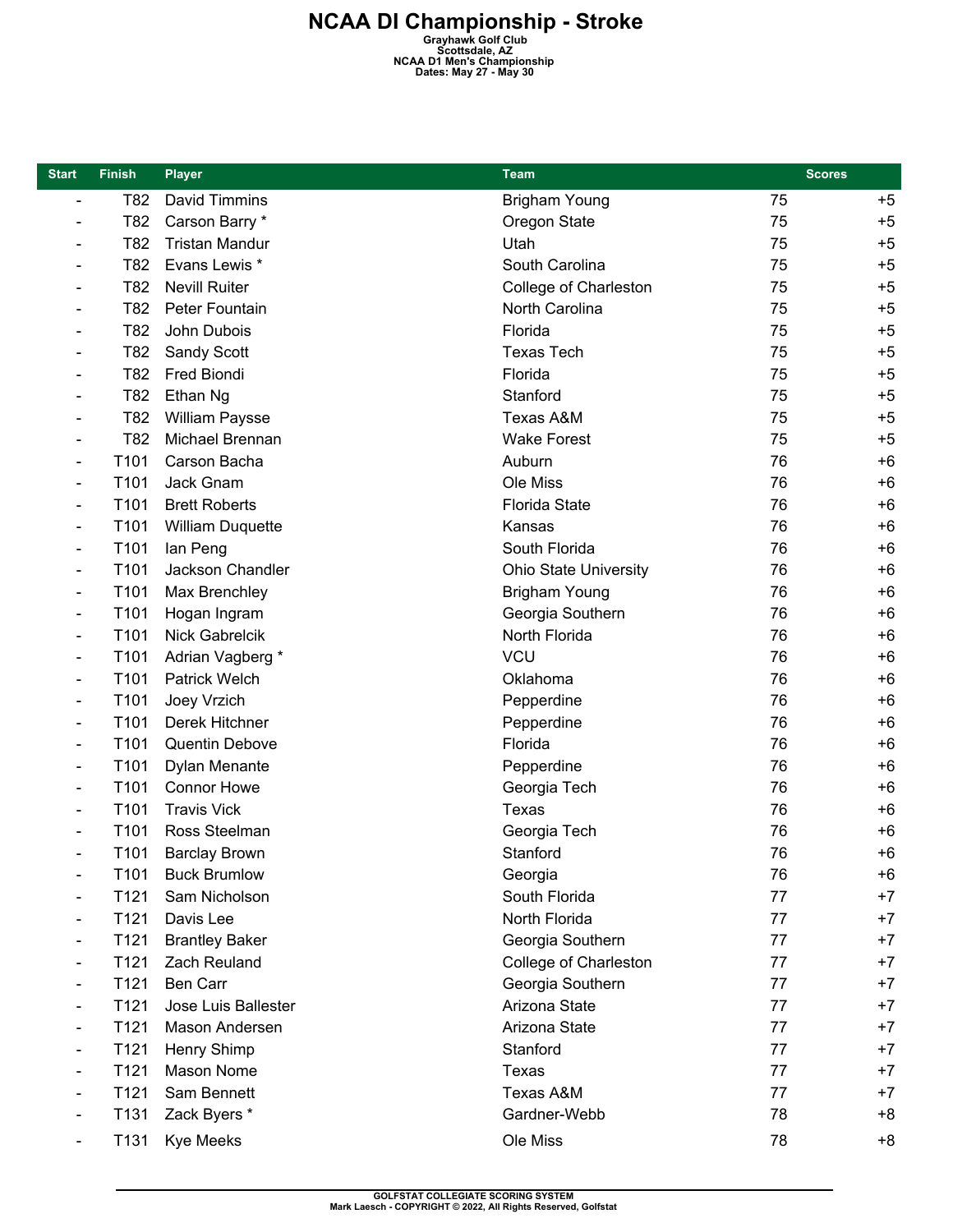# NCAA DI Championship - Stroke

**Grayhawk Golf Club**
**Scottsdale, AZ**
**NCAA D1 Men's Championship**
**Dates: May 27 - May 30**

| Start | Finish | Player | Team | Scores | |
|---|---|---|---|---|---|
| - | T82 | David Timmins | Brigham Young | 75 | +5 |
| - | T82 | Carson Barry * | Oregon State | 75 | +5 |
| - | T82 | Tristan Mandur | Utah | 75 | +5 |
| - | T82 | Evans Lewis * | South Carolina | 75 | +5 |
| - | T82 | Nevill Ruiter | College of Charleston | 75 | +5 |
| - | T82 | Peter Fountain | North Carolina | 75 | +5 |
| - | T82 | John Dubois | Florida | 75 | +5 |
| - | T82 | Sandy Scott | Texas Tech | 75 | +5 |
| - | T82 | Fred Biondi | Florida | 75 | +5 |
| - | T82 | Ethan Ng | Stanford | 75 | +5 |
| - | T82 | William Paysse | Texas A&M | 75 | +5 |
| - | T82 | Michael Brennan | Wake Forest | 75 | +5 |
| - | T101 | Carson Bacha | Auburn | 76 | +6 |
| - | T101 | Jack Gnam | Ole Miss | 76 | +6 |
| - | T101 | Brett Roberts | Florida State | 76 | +6 |
| - | T101 | William Duquette | Kansas | 76 | +6 |
| - | T101 | Ian Peng | South Florida | 76 | +6 |
| - | T101 | Jackson Chandler | Ohio State University | 76 | +6 |
| - | T101 | Max Brenchley | Brigham Young | 76 | +6 |
| - | T101 | Hogan Ingram | Georgia Southern | 76 | +6 |
| - | T101 | Nick Gabrelcik | North Florida | 76 | +6 |
| - | T101 | Adrian Vagberg * | VCU | 76 | +6 |
| - | T101 | Patrick Welch | Oklahoma | 76 | +6 |
| - | T101 | Joey Vrzich | Pepperdine | 76 | +6 |
| - | T101 | Derek Hitchner | Pepperdine | 76 | +6 |
| - | T101 | Quentin Debove | Florida | 76 | +6 |
| - | T101 | Dylan Menante | Pepperdine | 76 | +6 |
| - | T101 | Connor Howe | Georgia Tech | 76 | +6 |
| - | T101 | Travis Vick | Texas | 76 | +6 |
| - | T101 | Ross Steelman | Georgia Tech | 76 | +6 |
| - | T101 | Barclay Brown | Stanford | 76 | +6 |
| - | T101 | Buck Brumlow | Georgia | 76 | +6 |
| - | T121 | Sam Nicholson | South Florida | 77 | +7 |
| - | T121 | Davis Lee | North Florida | 77 | +7 |
| - | T121 | Brantley Baker | Georgia Southern | 77 | +7 |
| - | T121 | Zach Reuland | College of Charleston | 77 | +7 |
| - | T121 | Ben Carr | Georgia Southern | 77 | +7 |
| - | T121 | Jose Luis Ballester | Arizona State | 77 | +7 |
| - | T121 | Mason Andersen | Arizona State | 77 | +7 |
| - | T121 | Henry Shimp | Stanford | 77 | +7 |
| - | T121 | Mason Nome | Texas | 77 | +7 |
| - | T121 | Sam Bennett | Texas A&M | 77 | +7 |
| - | T131 | Zack Byers * | Gardner-Webb | 78 | +8 |
| - | T131 | Kye Meeks | Ole Miss | 78 | +8 |

GOLFSTAT COLLEGIATE SCORING SYSTEM
Mark Laesch - COPYRIGHT © 2022, All Rights Reserved, Golfstat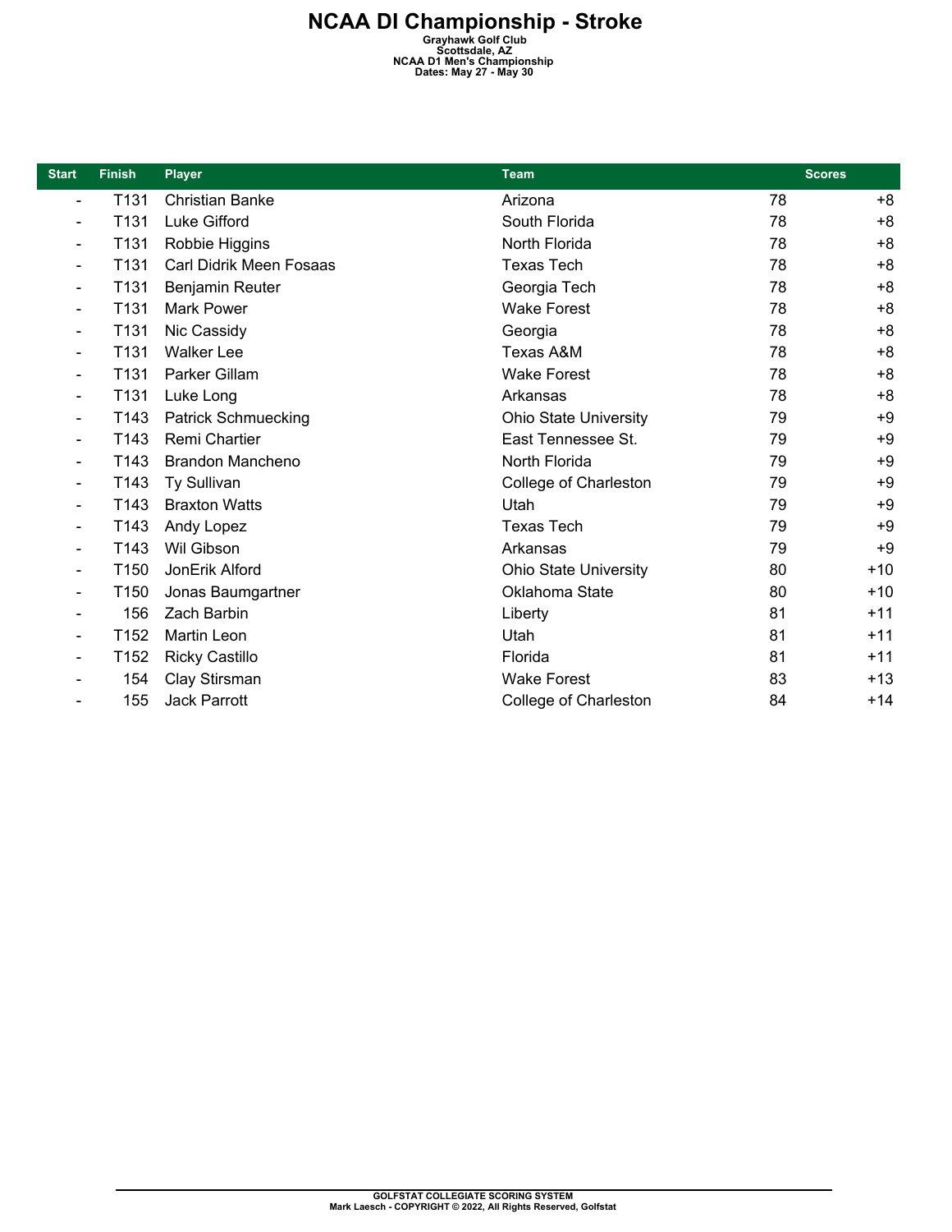# NCAA DI Championship - Stroke

Grayhawk Golf Club
Scottsdale, AZ
NCAA D1 Men's Championship
Dates: May 27 - May 30

| Start | Finish | Player | Team | Scores | |
|---|---|---|---|---|---|
| - | T131 | Christian Banke | Arizona | 78 | +8 |
| - | T131 | Luke Gifford | South Florida | 78 | +8 |
| - | T131 | Robbie Higgins | North Florida | 78 | +8 |
| - | T131 | Carl Didrik Meen Fosaas | Texas Tech | 78 | +8 |
| - | T131 | Benjamin Reuter | Georgia Tech | 78 | +8 |
| - | T131 | Mark Power | Wake Forest | 78 | +8 |
| - | T131 | Nic Cassidy | Georgia | 78 | +8 |
| - | T131 | Walker Lee | Texas A&M | 78 | +8 |
| - | T131 | Parker Gillam | Wake Forest | 78 | +8 |
| - | T131 | Luke Long | Arkansas | 78 | +8 |
| - | T143 | Patrick Schmuecking | Ohio State University | 79 | +9 |
| - | T143 | Remi Chartier | East Tennessee St. | 79 | +9 |
| - | T143 | Brandon Mancheno | North Florida | 79 | +9 |
| - | T143 | Ty Sullivan | College of Charleston | 79 | +9 |
| - | T143 | Braxton Watts | Utah | 79 | +9 |
| - | T143 | Andy Lopez | Texas Tech | 79 | +9 |
| - | T143 | Wil Gibson | Arkansas | 79 | +9 |
| - | T150 | JonErik Alford | Ohio State University | 80 | +10 |
| - | T150 | Jonas Baumgartner | Oklahoma State | 80 | +10 |
| - | 156 | Zach Barbin | Liberty | 81 | +11 |
| - | T152 | Martin Leon | Utah | 81 | +11 |
| - | T152 | Ricky Castillo | Florida | 81 | +11 |
| - | 154 | Clay Stirsman | Wake Forest | 83 | +13 |
| - | 155 | Jack Parrott | College of Charleston | 84 | +14 |

GOLFSTAT COLLEGIATE SCORING SYSTEM
Mark Laesch - COPYRIGHT © 2022, All Rights Reserved, Golfstat